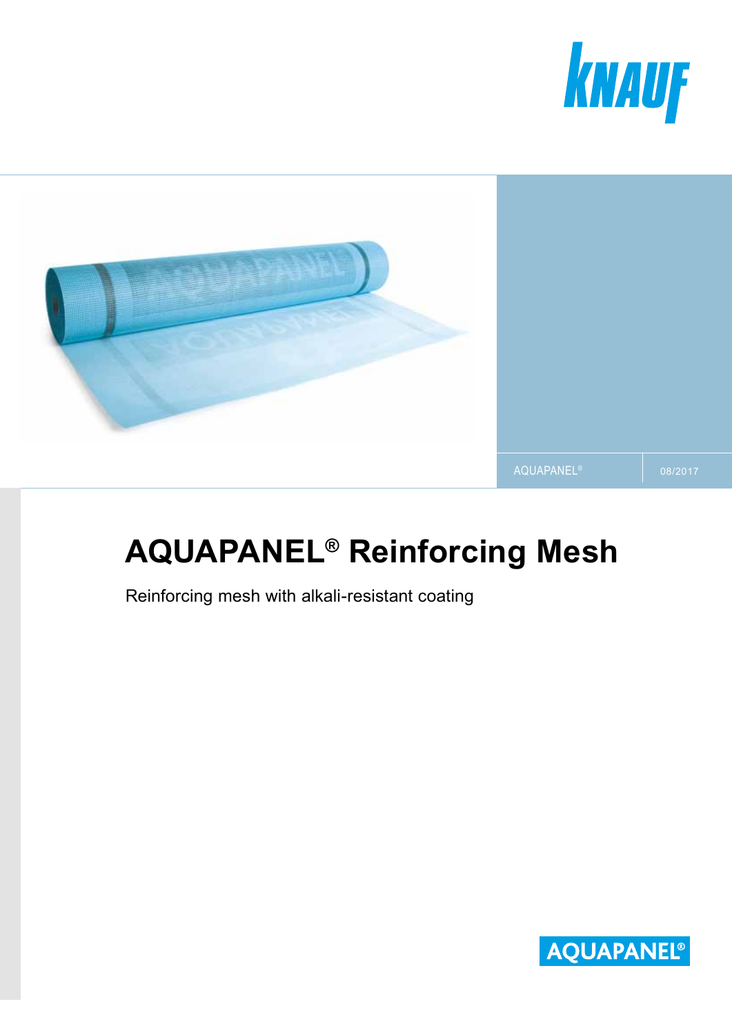KNAUF

AQUAPANEL® 08/2017

# AQUAPANEL® Reinforcing Mesh

Reinforcing mesh with alkali-resistant coating

AQUAPANEL®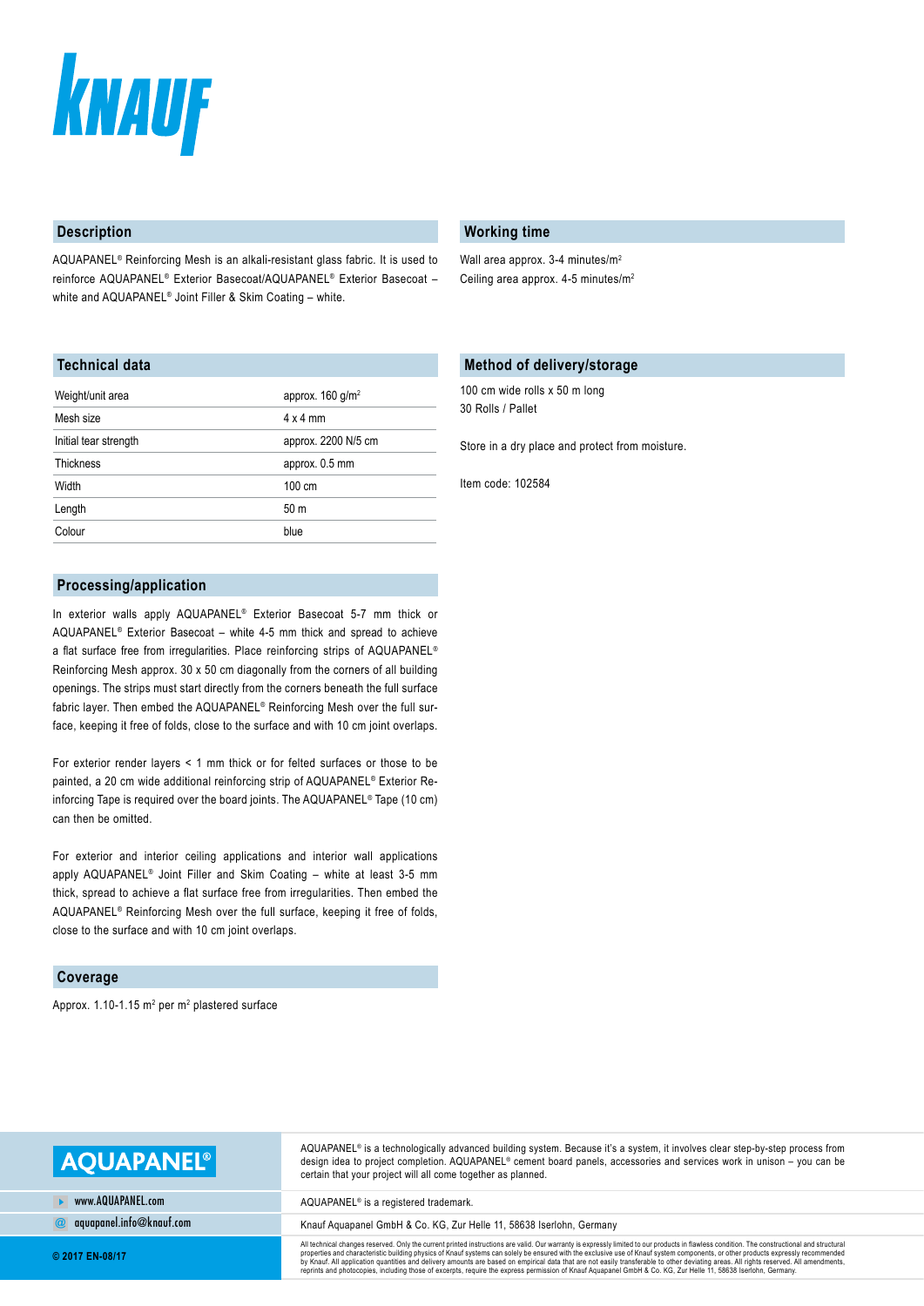## Description

AQUAPANEL® Reinforcing Mesh is an alkali-resistant glass fabric. It is used to reinforce AQUAPANEL® Exterior Basecoat/AQUAPANEL® Exterior Basecoat – white and AQUAPANEL® Joint Filler & Skim Coating – white.

## Technical data

| | |
|---|---|
| Weight/unit area | approx. 160 g/m² |
| Mesh size | 4 x 4 mm |
| Initial tear strength | approx. 2200 N/5 cm |
| Thickness | approx. 0.5 mm |
| Width | 100 cm |
| Length | 50 m |
| Colour | blue |

## Processing/application

In exterior walls apply AQUAPANEL® Exterior Basecoat 5-7 mm thick or AQUAPANEL® Exterior Basecoat – white 4-5 mm thick and spread to achieve a flat surface free from irregularities. Place reinforcing strips of AQUAPANEL® Reinforcing Mesh approx. 30 x 50 cm diagonally from the corners of all building openings. The strips must start directly from the corners beneath the full surface fabric layer. Then embed the AQUAPANEL® Reinforcing Mesh over the full surface, keeping it free of folds, close to the surface and with 10 cm joint overlaps.

For exterior render layers < 1 mm thick or for felted surfaces or those to be painted, a 20 cm wide additional reinforcing strip of AQUAPANEL® Exterior Reinforcing Tape is required over the board joints. The AQUAPANEL® Tape (10 cm) can then be omitted.

For exterior and interior ceiling applications and interior wall applications apply AQUAPANEL® Joint Filler and Skim Coating – white at least 3-5 mm thick, spread to achieve a flat surface free from irregularities. Then embed the AQUAPANEL® Reinforcing Mesh over the full surface, keeping it free of folds, close to the surface and with 10 cm joint overlaps.

## Coverage

Approx. 1.10-1.15 m² per m² plastered surface

## Working time

Wall area approx. 3-4 minutes/m²
Ceiling area approx. 4-5 minutes/m²

## Method of delivery/storage

100 cm wide rolls x 50 m long
30 Rolls / Pallet

Store in a dry place and protect from moisture.

Item code: 102584

---

AQUAPANEL®

www.AQUAPANEL.com
aquapanel.info@knauf.com

© 2017 EN-08/17

AQUAPANEL® is a technologically advanced building system. Because it's a system, it involves clear step-by-step process from design idea to project completion. AQUAPANEL® cement board panels, accessories and services work in unison – you can be certain that your project will all come together as planned.

AQUAPANEL® is a registered trademark.

Knauf Aquapanel GmbH & Co. KG, Zur Helle 11, 58638 Iserlohn, Germany

All technical changes reserved. Only the current printed instructions are valid. Our warranty is expressly limited to our products in flawless condition. The constructional and structural properties and characteristic building physics of Knauf systems can solely be ensured with the exclusive use of Knauf system components, or other products expressly recommended by Knauf. All application quantities and delivery amounts are based on empirical data that are not easily transferable to other deviating areas. All rights reserved. All amendments, reprints and photocopies, including those of excerpts, require the express permission of Knauf Aquapanel GmbH & Co. KG, Zur Helle 11, 58638 Iserlohn, Germany.